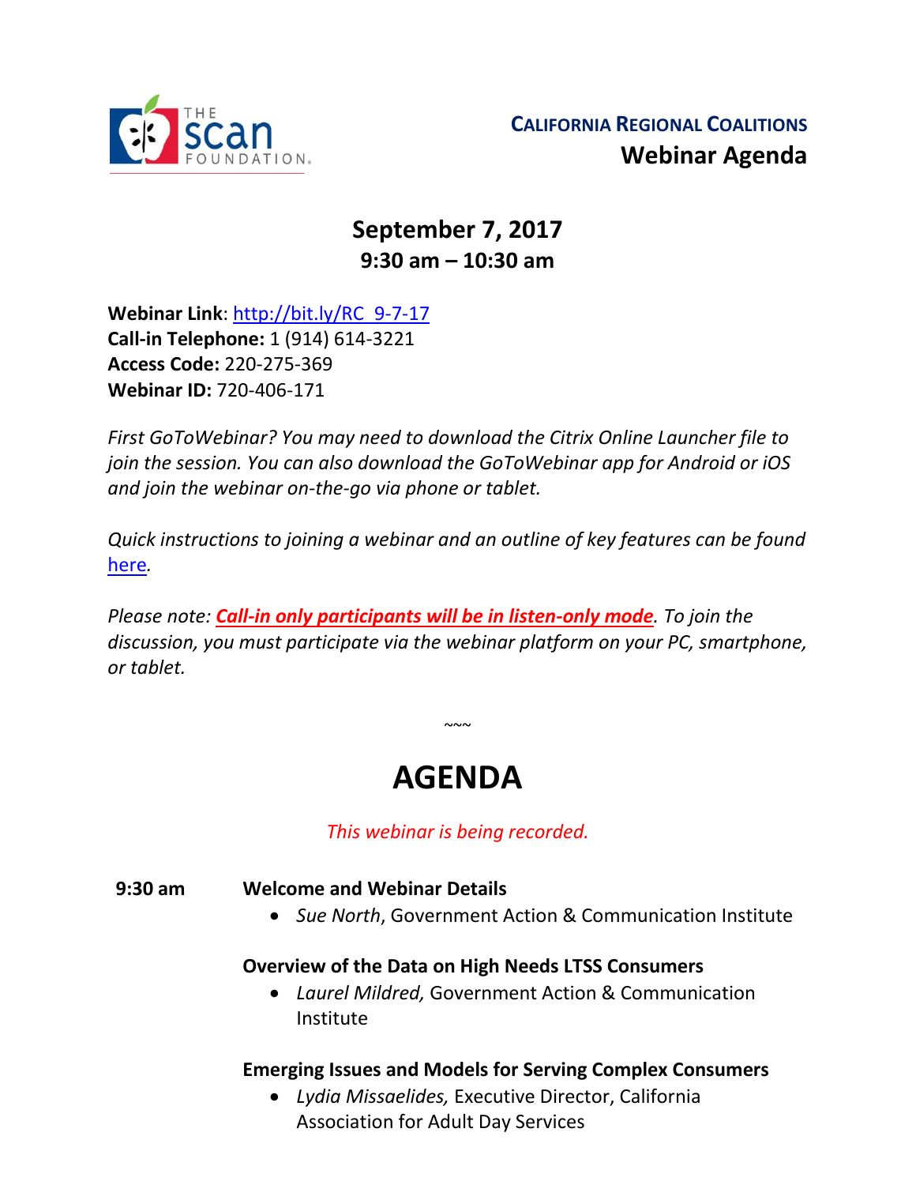THE scan FOUNDATION

**CALIFORNIA REGIONAL COALITIONS**
**Webinar Agenda**

## September 7, 2017
## 9:30 am – 10:30 am

**Webinar Link**: http://bit.ly/RC_9-7-17
**Call-in Telephone:** 1 (914) 614-3221
**Access Code:** 220-275-369
**Webinar ID:** 720-406-171

*First GoToWebinar? You may need to download the Citrix Online Launcher file to join the session. You can also download the GoToWebinar app for Android or iOS and join the webinar on-the-go via phone or tablet.*

*Quick instructions to joining a webinar and an outline of key features can be found here.*

*Please note: **Call-in only participants will be in listen-only mode**. To join the discussion, you must participate via the webinar platform on your PC, smartphone, or tablet.*

~~~

# AGENDA

*This webinar is being recorded.*

**9:30 am** **Welcome and Webinar Details**

- *Sue North*, Government Action & Communication Institute

**Overview of the Data on High Needs LTSS Consumers**

- *Laurel Mildred,* Government Action & Communication Institute

**Emerging Issues and Models for Serving Complex Consumers**

- *Lydia Missaelides,* Executive Director, California Association for Adult Day Services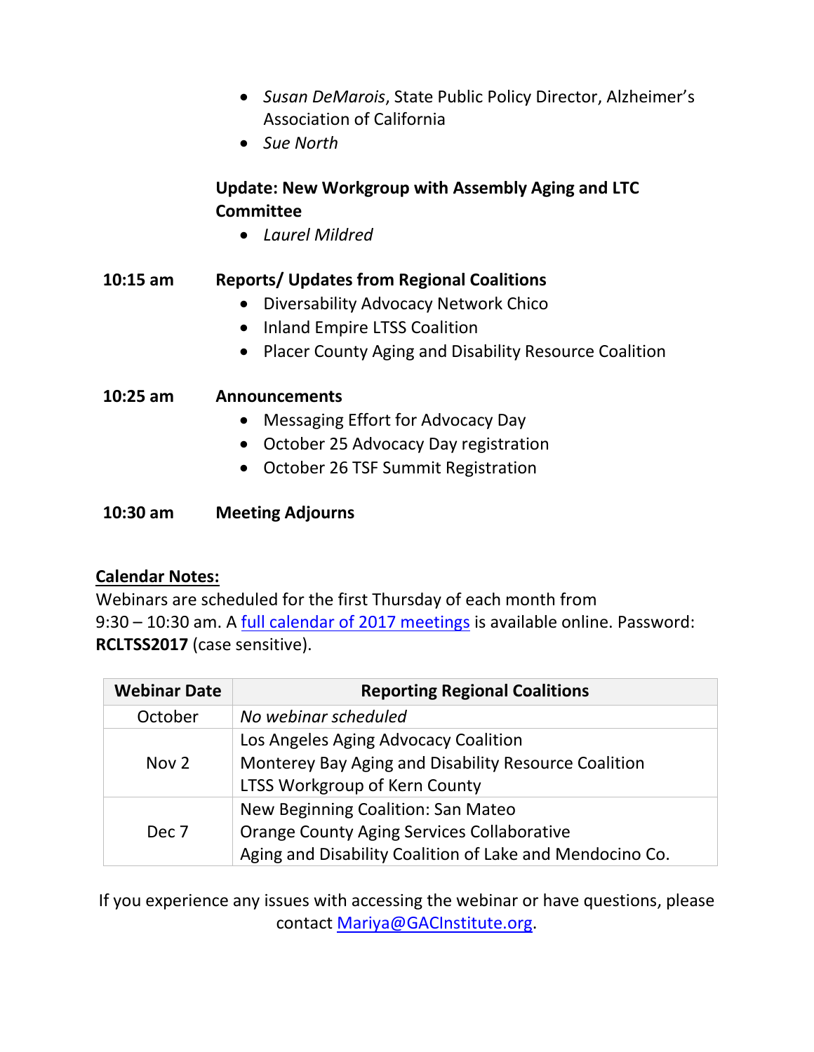- *Susan DeMarois*, State Public Policy Director, Alzheimer's Association of California
- *Sue North*

**Update: New Workgroup with Assembly Aging and LTC Committee**

- *Laurel Mildred*

**10:15 am** **Reports/ Updates from Regional Coalitions**

- Diversability Advocacy Network Chico
- Inland Empire LTSS Coalition
- Placer County Aging and Disability Resource Coalition

**10:25 am** **Announcements**

- Messaging Effort for Advocacy Day
- October 25 Advocacy Day registration
- October 26 TSF Summit Registration

**10:30 am** **Meeting Adjourns**

**Calendar Notes:**

Webinars are scheduled for the first Thursday of each month from 9:30 – 10:30 am. A full calendar of 2017 meetings is available online. Password: **RCLTSS2017** (case sensitive).

| Webinar Date | Reporting Regional Coalitions |
|---|---|
| October | *No webinar scheduled* |
| Nov 2 | Los Angeles Aging Advocacy Coalition<br>Monterey Bay Aging and Disability Resource Coalition<br>LTSS Workgroup of Kern County |
| Dec 7 | New Beginning Coalition: San Mateo<br>Orange County Aging Services Collaborative<br>Aging and Disability Coalition of Lake and Mendocino Co. |

If you experience any issues with accessing the webinar or have questions, please contact Mariya@GACInstitute.org.